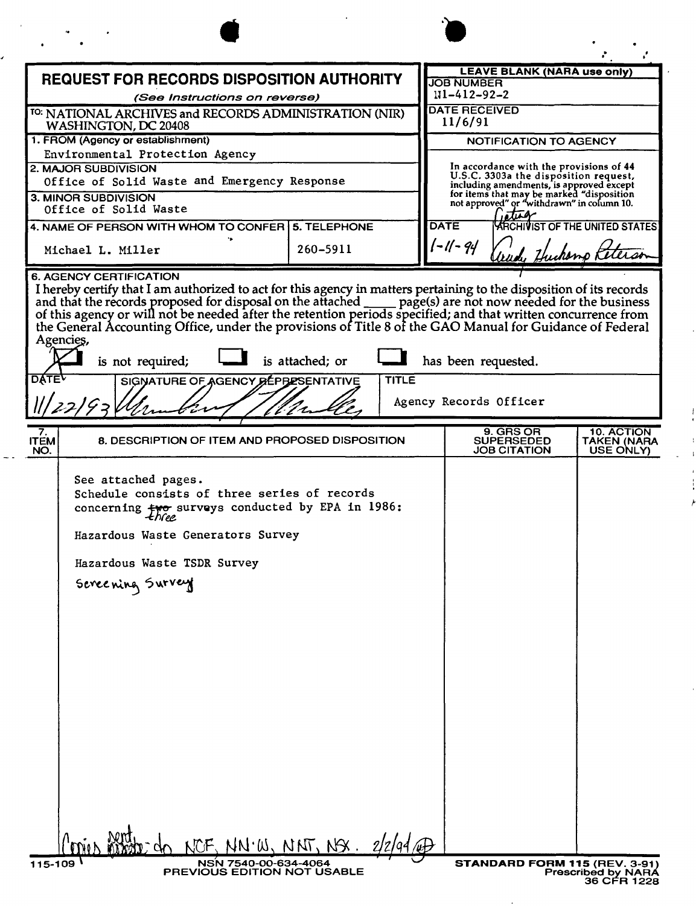# REQUEST FOR RECORDS DISPOSITION AUTHORITY

*(See Instructions on reverse)*

TO: NATIONAL ARCHIVES and RECORDS ADMINISTRATION (NIR) WASHINGTON, DC 20408

**LEAVE BLANK (NARA use only)**

JOB NUMBER: N1-412-92-2

DATE RECEIVED: 11/6/91

**NOTIFICATION TO AGENCY**

In accordance with the provisions of 44 U.S.C. 3303a the disposition request, including amendments, is approved except for items that may be marked "disposition not approved" or "withdrawn" in column 10.

DATE: 1-11-94

Acting ARCHIVIST OF THE UNITED STATES: Trudy Huskamp Peterson

1. FROM (Agency or establishment): Environmental Protection Agency

2. MAJOR SUBDIVISION: Office of Solid Waste and Emergency Response

3. MINOR SUBDIVISION: Office of Solid Waste

4. NAME OF PERSON WITH WHOM TO CONFER: Michael L. Miller

5. TELEPHONE: 260-5911

6. AGENCY CERTIFICATION

I hereby certify that I am authorized to act for this agency in matters pertaining to the disposition of its records and that the records proposed for disposal on the attached ____ page(s) are not now needed for the business of this agency or will not be needed after the retention periods specified; and that written concurrence from the General Accounting Office, under the provisions of Title 8 of the GAO Manual for Guidance of Federal Agencies,

[X] is not required; [ ] is attached; or [ ] has been requested.

| DATE | SIGNATURE OF AGENCY REPRESENTATIVE | TITLE |
|---|---|---|
| 11/22/93 | [signature] | Agency Records Officer |

| 7. ITEM NO. | 8. DESCRIPTION OF ITEM AND PROPOSED DISPOSITION | 9. GRS OR SUPERSEDED JOB CITATION | 10. ACTION TAKEN (NARA USE ONLY) |
|---|---|---|---|
| | See attached pages.<br>Schedule consists of three series of records concerning ~~two~~ three surveys conducted by EPA in 1986:<br><br>Hazardous Waste Generators Survey<br><br>Hazardous Waste TSDR Survey<br><br>Screening Survey | | |

Copies sent to NCF, NN-W, NNT, NSX. 2/2/94

115-109

NSN 7540-00-634-4064
PREVIOUS EDITION NOT USABLE

STANDARD FORM 115 (REV. 3-91)
Prescribed by NARA
36 CFR 1228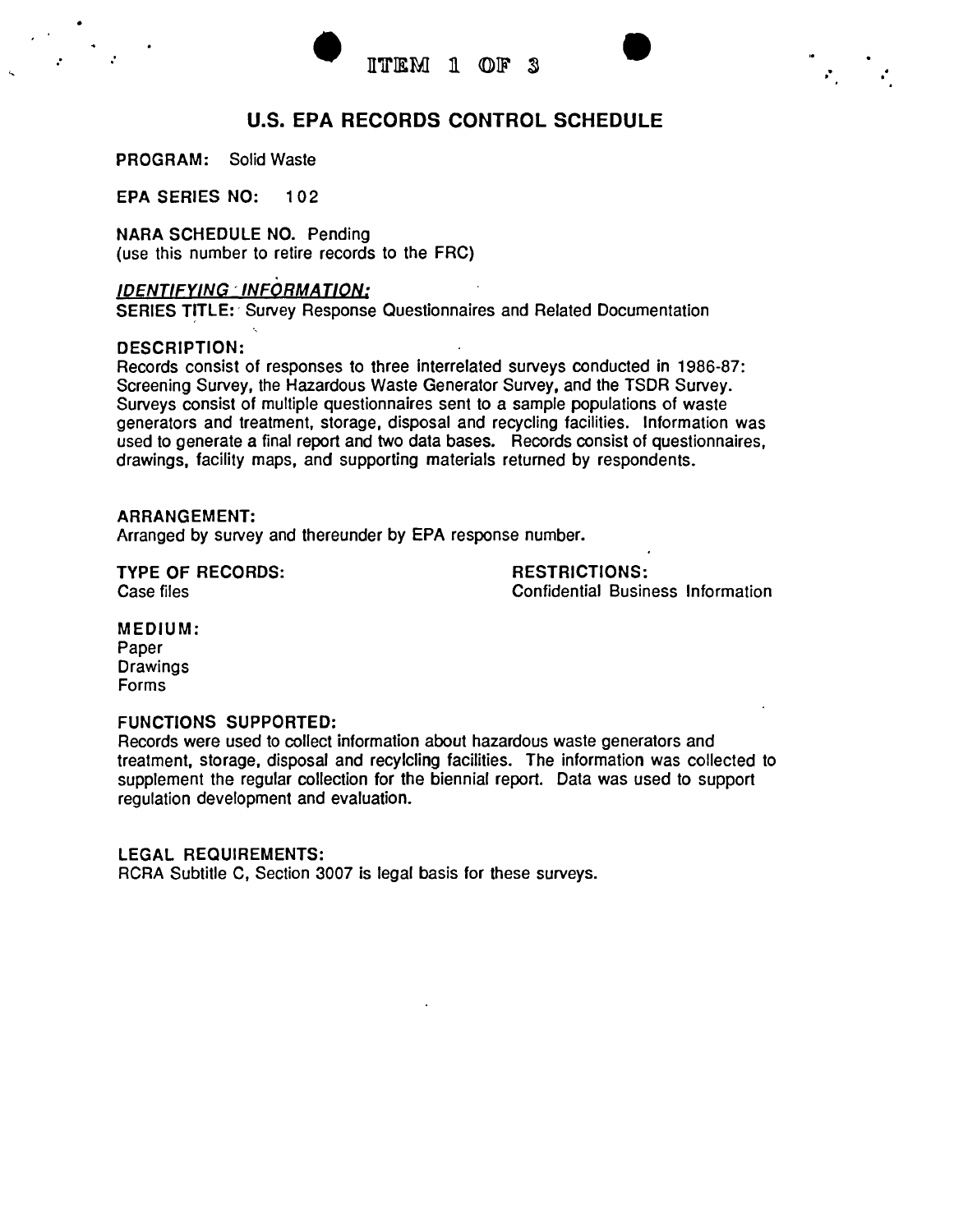ITEM 1 OF 3

# U.S. EPA RECORDS CONTROL SCHEDULE

**PROGRAM:** Solid Waste

**EPA SERIES NO:** 102

**NARA SCHEDULE NO.** Pending
(use this number to retire records to the FRC)

***IDENTIFYING INFORMATION:***

**SERIES TITLE:** Survey Response Questionnaires and Related Documentation

**DESCRIPTION:**
Records consist of responses to three interrelated surveys conducted in 1986-87: Screening Survey, the Hazardous Waste Generator Survey, and the TSDR Survey. Surveys consist of multiple questionnaires sent to a sample populations of waste generators and treatment, storage, disposal and recycling facilities. Information was used to generate a final report and two data bases. Records consist of questionnaires, drawings, facility maps, and supporting materials returned by respondents.

**ARRANGEMENT:**
Arranged by survey and thereunder by EPA response number.

**TYPE OF RECORDS:**
Case files

**RESTRICTIONS:**
Confidential Business Information

**MEDIUM:**
Paper
Drawings
Forms

**FUNCTIONS SUPPORTED:**
Records were used to collect information about hazardous waste generators and treatment, storage, disposal and recylcling facilities. The information was collected to supplement the regular collection for the biennial report. Data was used to support regulation development and evaluation.

**LEGAL REQUIREMENTS:**
RCRA Subtitle C, Section 3007 is legal basis for these surveys.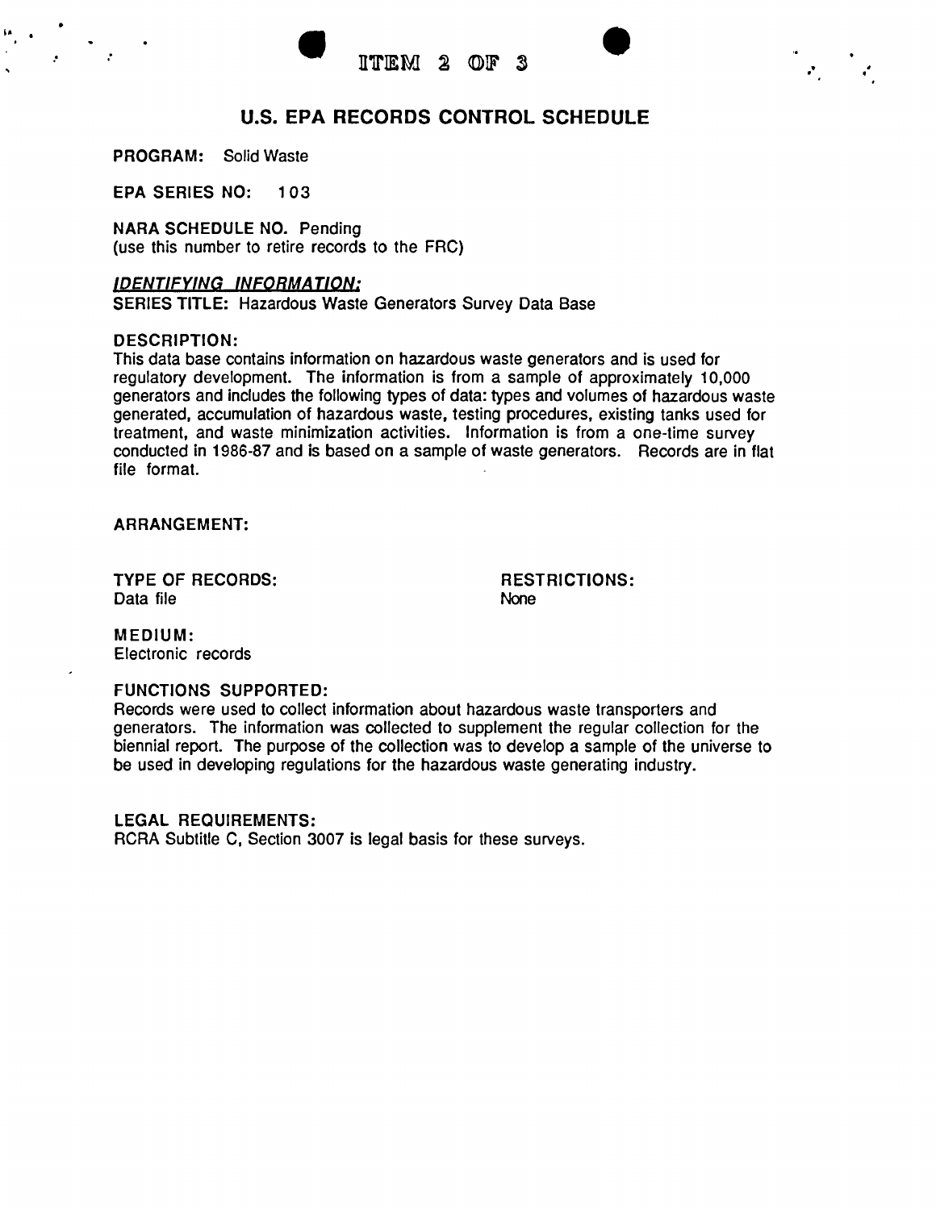ITEM 2 OF 3

# U.S. EPA RECORDS CONTROL SCHEDULE

**PROGRAM:** Solid Waste

**EPA SERIES NO:** 103

**NARA SCHEDULE NO.** Pending
(use this number to retire records to the FRC)

***IDENTIFYING INFORMATION:***

**SERIES TITLE:** Hazardous Waste Generators Survey Data Base

**DESCRIPTION:**
This data base contains information on hazardous waste generators and is used for regulatory development. The information is from a sample of approximately 10,000 generators and includes the following types of data: types and volumes of hazardous waste generated, accumulation of hazardous waste, testing procedures, existing tanks used for treatment, and waste minimization activities. Information is from a one-time survey conducted in 1986-87 and is based on a sample of waste generators. Records are in flat file format.

**ARRANGEMENT:**

**TYPE OF RECORDS:**
Data file

**RESTRICTIONS:**
None

**MEDIUM:**
Electronic records

**FUNCTIONS SUPPORTED:**
Records were used to collect information about hazardous waste transporters and generators. The information was collected to supplement the regular collection for the biennial report. The purpose of the collection was to develop a sample of the universe to be used in developing regulations for the hazardous waste generating industry.

**LEGAL REQUIREMENTS:**
RCRA Subtitle C, Section 3007 is legal basis for these surveys.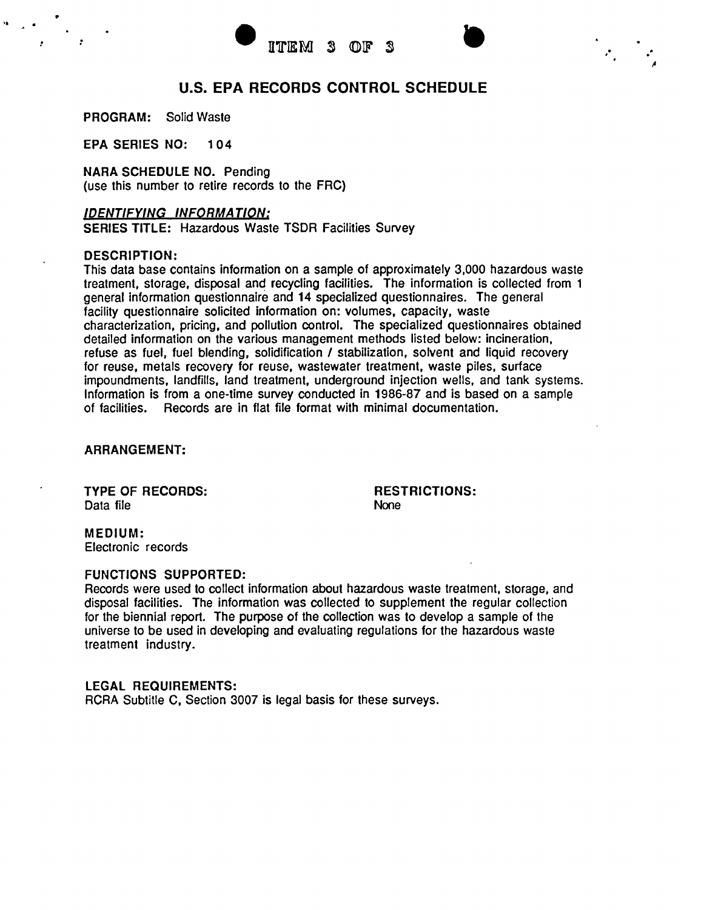ITEM 3 OF 3

# U.S. EPA RECORDS CONTROL SCHEDULE

**PROGRAM:** Solid Waste

**EPA SERIES NO:** 104

**NARA SCHEDULE NO.** Pending
(use this number to retire records to the FRC)

***IDENTIFYING INFORMATION:***
**SERIES TITLE:** Hazardous Waste TSDR Facilities Survey

**DESCRIPTION:**
This data base contains information on a sample of approximately 3,000 hazardous waste treatment, storage, disposal and recycling facilities. The information is collected from 1 general information questionnaire and 14 specialized questionnaires. The general facility questionnaire solicited information on: volumes, capacity, waste characterization, pricing, and pollution control. The specialized questionnaires obtained detailed information on the various management methods listed below: incineration, refuse as fuel, fuel blending, solidification / stabilization, solvent and liquid recovery for reuse, metals recovery for reuse, wastewater treatment, waste piles, surface impoundments, landfills, land treatment, underground injection wells, and tank systems. Information is from a one-time survey conducted in 1986-87 and is based on a sample of facilities. Records are in flat file format with minimal documentation.

**ARRANGEMENT:**

**TYPE OF RECORDS:**
Data file

**RESTRICTIONS:**
None

**MEDIUM:**
Electronic records

**FUNCTIONS SUPPORTED:**
Records were used to collect information about hazardous waste treatment, storage, and disposal facilities. The information was collected to supplement the regular collection for the biennial report. The purpose of the collection was to develop a sample of the universe to be used in developing and evaluating regulations for the hazardous waste treatment industry.

**LEGAL REQUIREMENTS:**
RCRA Subtitle C, Section 3007 is legal basis for these surveys.